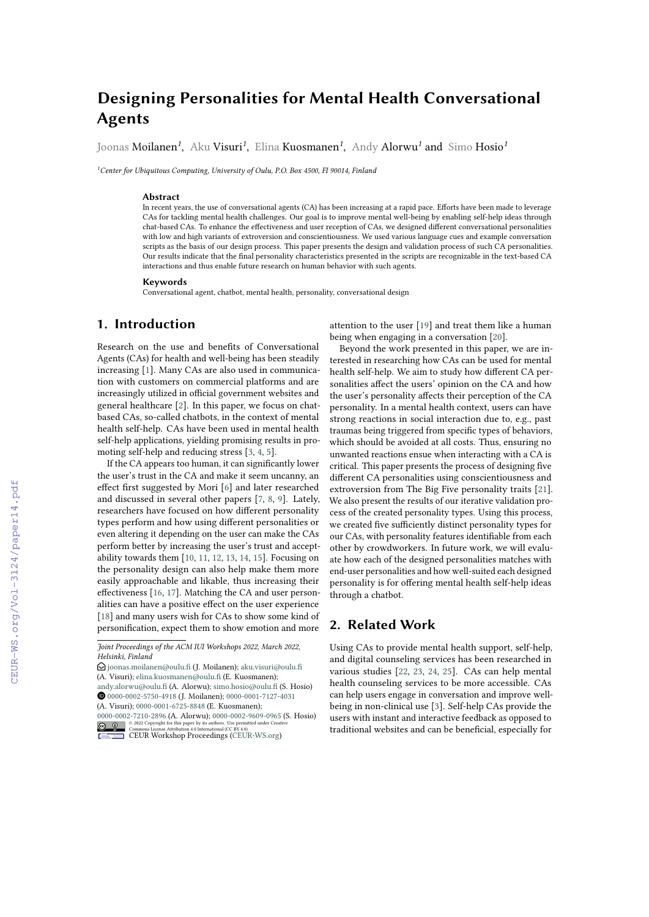# Designing Personalities for Mental Health Conversational Agents

Joonas Moilanen[1], Aku Visuri[1], Elina Kuosmanen[1], Andy Alorwu[1] and Simo Hosio[1]

[1]Center for Ubiquitous Computing, University of Oulu, P.O. Box 4500, FI 90014, Finland

### Abstract

In recent years, the use of conversational agents (CA) has been increasing at a rapid pace. Efforts have been made to leverage CAs for tackling mental health challenges. Our goal is to improve mental well-being by enabling self-help ideas through chat-based CAs. To enhance the effectiveness and user reception of CAs, we designed different conversational personalities with low and high variants of extroversion and conscientiousness. We used various language cues and example conversation scripts as the basis of our design process. This paper presents the design and validation process of such CA personalities. Our results indicate that the final personality characteristics presented in the scripts are recognizable in the text-based CA interactions and thus enable future research on human behavior with such agents.

### Keywords

Conversational agent, chatbot, mental health, personality, conversational design

## 1. Introduction

Research on the use and benefits of Conversational Agents (CAs) for health and well-being has been steadily increasing [1]. Many CAs are also used in communication with customers on commercial platforms and are increasingly utilized in official government websites and general healthcare [2]. In this paper, we focus on chat-based CAs, so-called chatbots, in the context of mental health self-help. CAs have been used in mental health self-help applications, yielding promising results in promoting self-help and reducing stress [3, 4, 5].

If the CA appears too human, it can significantly lower the user's trust in the CA and make it seem uncanny, an effect first suggested by Mori [6] and later researched and discussed in several other papers [7, 8, 9]. Lately, researchers have focused on how different personality types perform and how using different personalities or even altering it depending on the user can make the CAs perform better by increasing the user's trust and acceptability towards them [10, 11, 12, 13, 14, 15]. Focusing on the personality design can also help make them more easily approachable and likable, thus increasing their effectiveness [16, 17]. Matching the CA and user personalities can have a positive effect on the user experience [18] and many users wish for CAs to show some kind of personification, expect them to show emotion and more attention to the user [19] and treat them like a human being when engaging in a conversation [20].

Beyond the work presented in this paper, we are interested in researching how CAs can be used for mental health self-help. We aim to study how different CA personalities affect the users' opinion on the CA and how the user's personality affects their perception of the CA personality. In a mental health context, users can have strong reactions in social interaction due to, e.g., past traumas being triggered from specific types of behaviors, which should be avoided at all costs. Thus, ensuring no unwanted reactions ensue when interacting with a CA is critical. This paper presents the process of designing five different CA personalities using conscientiousness and extroversion from The Big Five personality traits [21]. We also present the results of our iterative validation process of the created personality types. Using this process, we created five sufficiently distinct personality types for our CAs, with personality features identifiable from each other by crowdworkers. In future work, we will evaluate how each of the designed personalities matches with end-user personalities and how well-suited each designed personality is for offering mental health self-help ideas through a chatbot.

## 2. Related Work

Using CAs to provide mental health support, self-help, and digital counseling services has been researched in various studies [22, 23, 24, 25]. CAs can help mental health counseling services to be more accessible. CAs can help users engage in conversation and improve well-being in non-clinical use [3]. Self-help CAs provide the users with instant and interactive feedback as opposed to traditional websites and can be beneficial, especially for

---

*Joint Proceedings of the ACM IUI Workshops 2022, March 2022, Helsinki, Finland*

joonas.moilanen@oulu.fi (J. Moilanen); aku.visuri@oulu.fi (A. Visuri); elina.kuosmanen@oulu.fi (E. Kuosmanen); andy.alorwu@oulu.fi (A. Alorwu); simo.hosio@oulu.fi (S. Hosio)

0000-0002-5750-4918 (J. Moilanen); 0000-0001-7127-4031 (A. Visuri); 0000-0001-6725-8848 (E. Kuosmanen); 0000-0002-7210-2896 (A. Alorwu); 0000-0002-9609-0965 (S. Hosio)

© 2022 Copyright for this paper by its authors. Use permitted under Creative Commons License Attribution 4.0 International (CC BY 4.0).

CEUR Workshop Proceedings (CEUR-WS.org)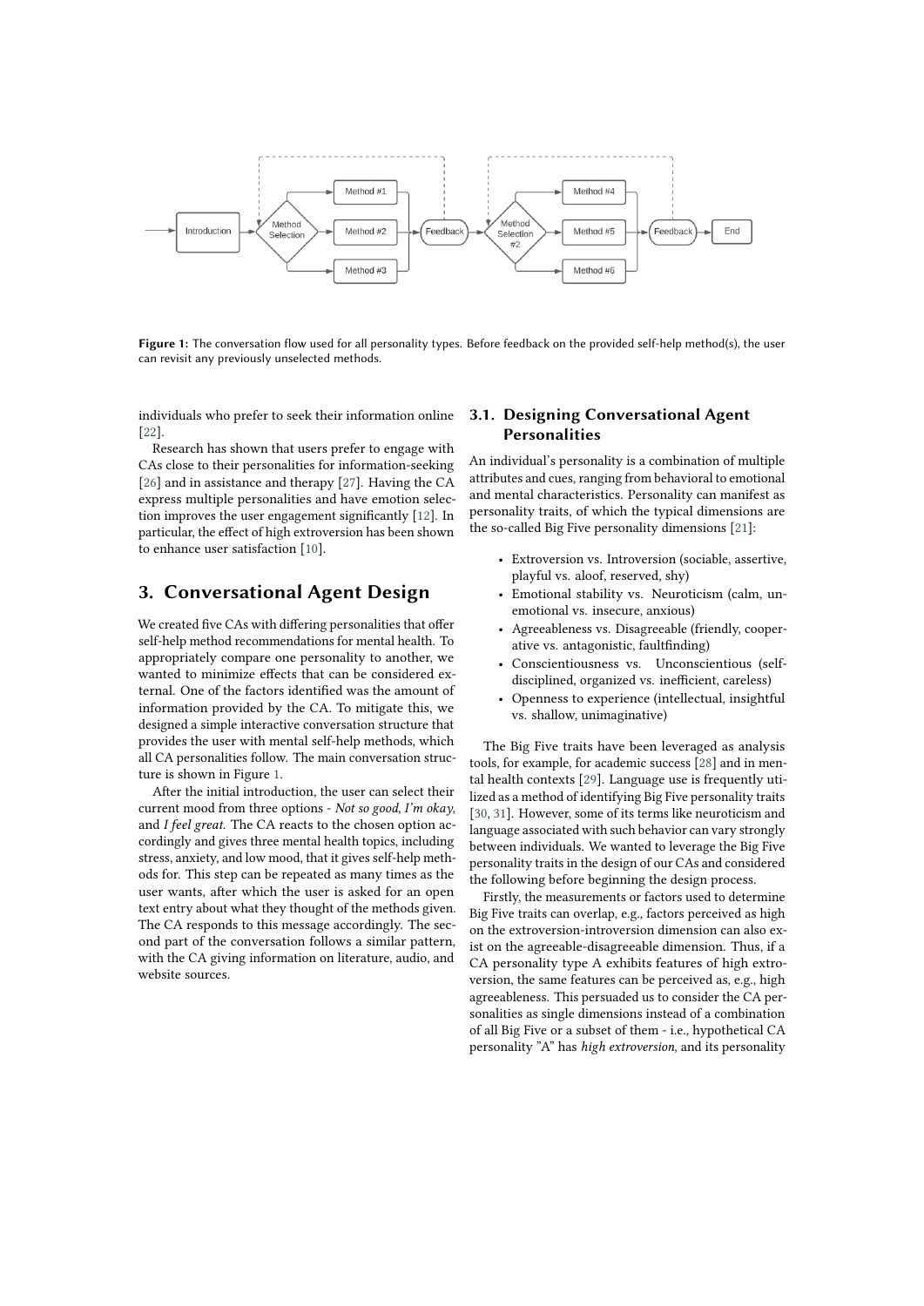Figure 1: The conversation flow used for all personality types. Before feedback on the provided self-help method(s), the user can revisit any previously unselected methods.

individuals who prefer to seek their information online [22].

Research has shown that users prefer to engage with CAs close to their personalities for information-seeking [26] and in assistance and therapy [27]. Having the CA express multiple personalities and have emotion selection improves the user engagement significantly [12]. In particular, the effect of high extroversion has been shown to enhance user satisfaction [10].

## 3. Conversational Agent Design

We created five CAs with differing personalities that offer self-help method recommendations for mental health. To appropriately compare one personality to another, we wanted to minimize effects that can be considered external. One of the factors identified was the amount of information provided by the CA. To mitigate this, we designed a simple interactive conversation structure that provides the user with mental self-help methods, which all CA personalities follow. The main conversation structure is shown in Figure 1.

After the initial introduction, the user can select their current mood from three options - *Not so good*, *I'm okay*, and *I feel great*. The CA reacts to the chosen option accordingly and gives three mental health topics, including stress, anxiety, and low mood, that it gives self-help methods for. This step can be repeated as many times as the user wants, after which the user is asked for an open text entry about what they thought of the methods given. The CA responds to this message accordingly. The second part of the conversation follows a similar pattern, with the CA giving information on literature, audio, and website sources.

### 3.1. Designing Conversational Agent Personalities

An individual's personality is a combination of multiple attributes and cues, ranging from behavioral to emotional and mental characteristics. Personality can manifest as personality traits, of which the typical dimensions are the so-called Big Five personality dimensions [21]:

- Extroversion vs. Introversion (sociable, assertive, playful vs. aloof, reserved, shy)
- Emotional stability vs. Neuroticism (calm, unemotional vs. insecure, anxious)
- Agreeableness vs. Disagreeable (friendly, cooperative vs. antagonistic, faultfinding)
- Conscientiousness vs. Unconscientious (self-disciplined, organized vs. inefficient, careless)
- Openness to experience (intellectual, insightful vs. shallow, unimaginative)

The Big Five traits have been leveraged as analysis tools, for example, for academic success [28] and in mental health contexts [29]. Language use is frequently utilized as a method of identifying Big Five personality traits [30, 31]. However, some of its terms like neuroticism and language associated with such behavior can vary strongly between individuals. We wanted to leverage the Big Five personality traits in the design of our CAs and considered the following before beginning the design process.

Firstly, the measurements or factors used to determine Big Five traits can overlap, e.g., factors perceived as high on the extroversion-introversion dimension can also exist on the agreeable-disagreeable dimension. Thus, if a CA personality type A exhibits features of high extroversion, the same features can be perceived as, e.g., high agreeableness. This persuaded us to consider the CA personalities as single dimensions instead of a combination of all Big Five or a subset of them - i.e., hypothetical CA personality "A" has *high extroversion*, and its personality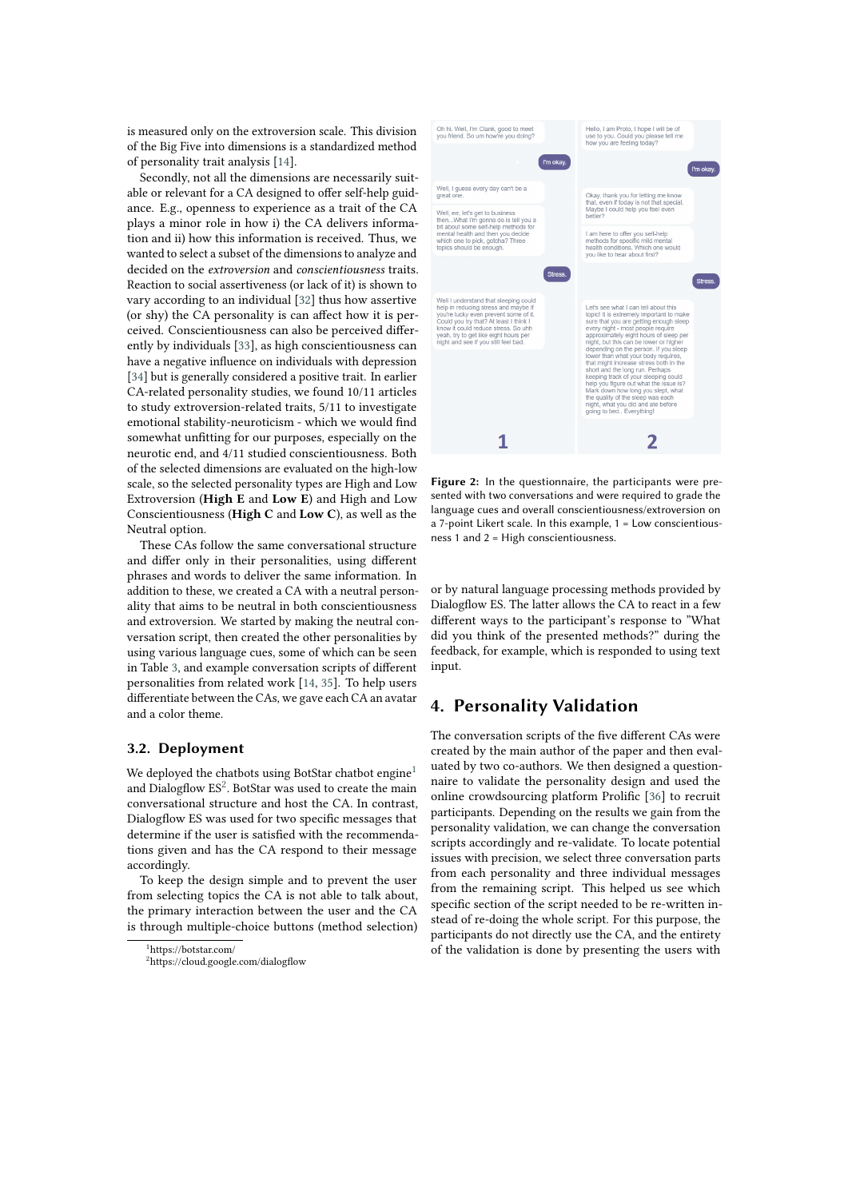is measured only on the extroversion scale. This division of the Big Five into dimensions is a standardized method of personality trait analysis [14].

Secondly, not all the dimensions are necessarily suitable or relevant for a CA designed to offer self-help guidance. E.g., openness to experience as a trait of the CA plays a minor role in how i) the CA delivers information and ii) how this information is received. Thus, we wanted to select a subset of the dimensions to analyze and decided on the *extroversion* and *conscientiousness* traits. Reaction to social assertiveness (or lack of it) is shown to vary according to an individual [32] thus how assertive (or shy) the CA personality is can affect how it is perceived. Conscientiousness can also be perceived differently by individuals [33], as high conscientiousness can have a negative influence on individuals with depression [34] but is generally considered a positive trait. In earlier CA-related personality studies, we found 10/11 articles to study extroversion-related traits, 5/11 to investigate emotional stability-neuroticism - which we would find somewhat unfitting for our purposes, especially on the neurotic end, and 4/11 studied conscientiousness. Both of the selected dimensions are evaluated on the high-low scale, so the selected personality types are High and Low Extroversion (**High E** and **Low E**) and High and Low Conscientiousness (**High C** and **Low C**), as well as the Neutral option.

These CAs follow the same conversational structure and differ only in their personalities, using different phrases and words to deliver the same information. In addition to these, we created a CA with a neutral personality that aims to be neutral in both conscientiousness and extroversion. We started by making the neutral conversation script, then created the other personalities by using various language cues, some of which can be seen in Table 3, and example conversation scripts of different personalities from related work [14, 35]. To help users differentiate between the CAs, we gave each CA an avatar and a color theme.

## 3.2. Deployment

We deployed the chatbots using BotStar chatbot engine[1] and Dialogflow ES[2]. BotStar was used to create the main conversational structure and host the CA. In contrast, Dialogflow ES was used for two specific messages that determine if the user is satisfied with the recommendations given and has the CA respond to their message accordingly.

To keep the design simple and to prevent the user from selecting topics the CA is not able to talk about, the primary interaction between the user and the CA is through multiple-choice buttons (method selection) or by natural language processing methods provided by Dialogflow ES. The latter allows the CA to react in a few different ways to the participant's response to "What did you think of the presented methods?" during the feedback, for example, which is responded to using text input.

[1] https://botstar.com/
[2] https://cloud.google.com/dialogflow

| 1 | 2 |
|---|---|
| Oh hi. Well, I'm Clank, good to meet you friend. So um how're you doing? | Hello, I am Proto, I hope I will be of use to you. Could you please tell me how you are feeling today? |
| *I'm okay.* | *I'm okay.* |
| Well, I guess every day can't be a great one. | Okay, thank you for letting me know that, even if today is not that special. Maybe I could help you feel even better? |
| Well, err, let's get to business then...What I'm gonna do is tell you a bit about some self-help methods for mental health and then you decide which one to pick, gotcha? Three topics should be enough. | I am here to offer you self-help methods for specific mild mental health conditions. Which one would you like to hear about first? |
| *Stress.* | *Stress.* |
| Well I understand that sleeping could help in reducing stress and maybe if you're lucky even prevent some of it. Could you try that? At least I think I know it could reduce stress. So uhh yeah, try to get like eight hours per night and see if you still feel bad. | Let's see what I can tell about this topic! It is extremely important to make sure that you are getting enough sleep every night - most people require approximately eight hours of sleep per night, but this can be lower or higher depending on the person. If you sleep lower than what your body requires, that might increase stress both in the short and the long run. Perhaps keeping track of your sleeping could help you figure out what the issue is? Mark down how long you slept, what the quality of the sleep was each night, what you did and ate before going to bed.. Everything! |

**Figure 2:** In the questionnaire, the participants were presented with two conversations and were required to grade the language cues and overall conscientiousness/extroversion on a 7-point Likert scale. In this example, 1 = Low conscientiousness 1 and 2 = High conscientiousness.

## 4. Personality Validation

The conversation scripts of the five different CAs were created by the main author of the paper and then evaluated by two co-authors. We then designed a questionnaire to validate the personality design and used the online crowdsourcing platform Prolific [36] to recruit participants. Depending on the results we gain from the personality validation, we can change the conversation scripts accordingly and re-validate. To locate potential issues with precision, we select three conversation parts from each personality and three individual messages from the remaining script. This helped us see which specific section of the script needed to be re-written instead of re-doing the whole script. For this purpose, the participants do not directly use the CA, and the entirety of the validation is done by presenting the users with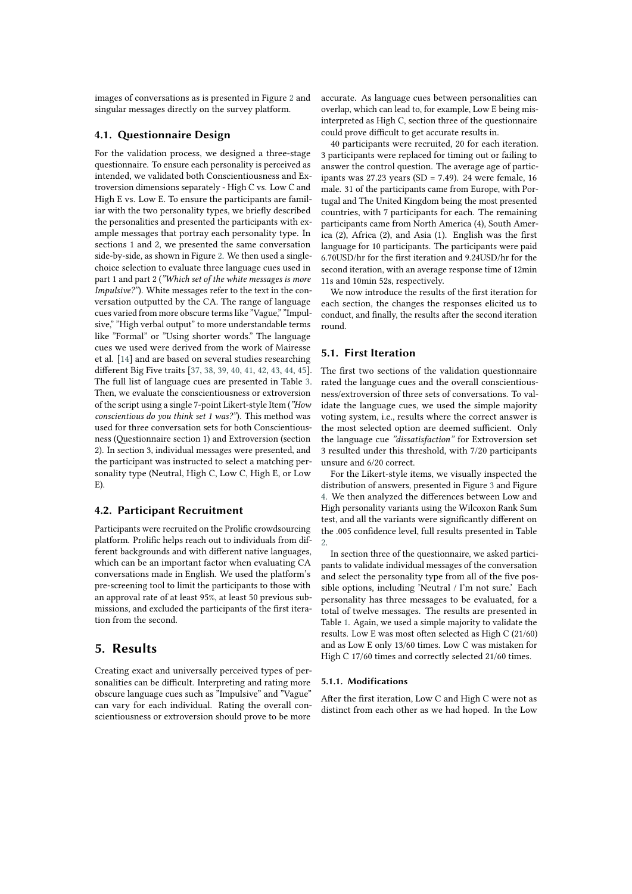images of conversations as is presented in Figure 2 and singular messages directly on the survey platform.

### 4.1. Questionnaire Design

For the validation process, we designed a three-stage questionnaire. To ensure each personality is perceived as intended, we validated both Conscientiousness and Extroversion dimensions separately - High C vs. Low C and High E vs. Low E. To ensure the participants are familiar with the two personality types, we briefly described the personalities and presented the participants with example messages that portray each personality type. In sections 1 and 2, we presented the same conversation side-by-side, as shown in Figure 2. We then used a single-choice selection to evaluate three language cues used in part 1 and part 2 (*"Which set of the white messages is more Impulsive?"*). White messages refer to the text in the conversation outputted by the CA. The range of language cues varied from more obscure terms like "Vague," "Impulsive," "High verbal output" to more understandable terms like "Formal" or "Using shorter words." The language cues we used were derived from the work of Mairesse et al. [14] and are based on several studies researching different Big Five traits [37, 38, 39, 40, 41, 42, 43, 44, 45]. The full list of language cues are presented in Table 3. Then, we evaluate the conscientiousness or extroversion of the script using a single 7-point Likert-style Item (*"How conscientious do you think set 1 was?"*). This method was used for three conversation sets for both Conscientiousness (Questionnaire section 1) and Extroversion (section 2). In section 3, individual messages were presented, and the participant was instructed to select a matching personality type (Neutral, High C, Low C, High E, or Low E).

### 4.2. Participant Recruitment

Participants were recruited on the Prolific crowdsourcing platform. Prolific helps reach out to individuals from different backgrounds and with different native languages, which can be an important factor when evaluating CA conversations made in English. We used the platform's pre-screening tool to limit the participants to those with an approval rate of at least 95%, at least 50 previous submissions, and excluded the participants of the first iteration from the second.

## 5. Results

Creating exact and universally perceived types of personalities can be difficult. Interpreting and rating more obscure language cues such as "Impulsive" and "Vague" can vary for each individual. Rating the overall conscientiousness or extroversion should prove to be more accurate. As language cues between personalities can overlap, which can lead to, for example, Low E being misinterpreted as High C, section three of the questionnaire could prove difficult to get accurate results in.

40 participants were recruited, 20 for each iteration. 3 participants were replaced for timing out or failing to answer the control question. The average age of participants was 27.23 years (SD = 7.49). 24 were female, 16 male. 31 of the participants came from Europe, with Portugal and The United Kingdom being the most presented countries, with 7 participants for each. The remaining participants came from North America (4), South America (2), Africa (2), and Asia (1). English was the first language for 10 participants. The participants were paid 6.70USD/hr for the first iteration and 9.24USD/hr for the second iteration, with an average response time of 12min 11s and 10min 52s, respectively.

We now introduce the results of the first iteration for each section, the changes the responses elicited us to conduct, and finally, the results after the second iteration round.

### 5.1. First Iteration

The first two sections of the validation questionnaire rated the language cues and the overall conscientiousness/extroversion of three sets of conversations. To validate the language cues, we used the simple majority voting system, i.e., results where the correct answer is the most selected option are deemed sufficient. Only the language cue *"dissatisfaction"* for Extroversion set 3 resulted under this threshold, with 7/20 participants unsure and 6/20 correct.

For the Likert-style items, we visually inspected the distribution of answers, presented in Figure 3 and Figure 4. We then analyzed the differences between Low and High personality variants using the Wilcoxon Rank Sum test, and all the variants were significantly different on the .005 confidence level, full results presented in Table 2.

In section three of the questionnaire, we asked participants to validate individual messages of the conversation and select the personality type from all of the five possible options, including 'Neutral / I'm not sure.' Each personality has three messages to be evaluated, for a total of twelve messages. The results are presented in Table 1. Again, we used a simple majority to validate the results. Low E was most often selected as High C (21/60) and as Low E only 13/60 times. Low C was mistaken for High C 17/60 times and correctly selected 21/60 times.

#### 5.1.1. Modifications

After the first iteration, Low C and High C were not as distinct from each other as we had hoped. In the Low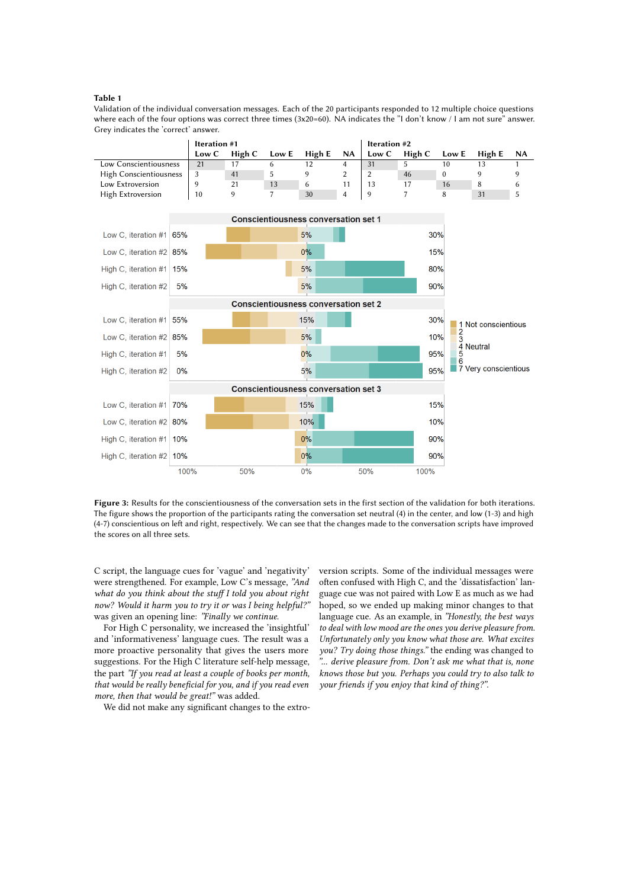**Table 1**

Validation of the individual conversation messages. Each of the 20 participants responded to 12 multiple choice questions where each of the four options was correct three times (3x20=60). NA indicates the "I don't know / I am not sure" answer. Grey indicates the 'correct' answer.

| | Iteration #1 | | | | | Iteration #2 | | | | |
|---|---|---|---|---|---|---|---|---|---|---|
| | Low C | High C | Low E | High E | NA | Low C | High C | Low E | High E | NA |
| Low Conscientiousness | 21 | 17 | 6 | 12 | 4 | 31 | 5 | 10 | 13 | 1 |
| High Conscientiousness | 3 | 41 | 5 | 9 | 2 | 2 | 46 | 0 | 9 | 9 |
| Low Extroversion | 9 | 21 | 13 | 6 | 11 | 13 | 17 | 16 | 8 | 6 |
| High Extroversion | 10 | 9 | 7 | 30 | 4 | 9 | 7 | 8 | 31 | 5 |

**Figure 3:** Results for the conscientiousness of the conversation sets in the first section of the validation for both iterations. The figure shows the proportion of the participants rating the conversation set neutral (4) in the center, and low (1-3) and high (4-7) conscientious on left and right, respectively. We can see that the changes made to the conversation scripts have improved the scores on all three sets.

C script, the language cues for 'vague' and 'negativity' were strengthened. For example, Low C's message, *"And what do you think about the stuff I told you about right now? Would it harm you to try it or was I being helpful?"* was given an opening line: *"Finally we continue.*

For High C personality, we increased the 'insightful' and 'informativeness' language cues. The result was a more proactive personality that gives the users more suggestions. For the High C literature self-help message, the part *"If you read at least a couple of books per month, that would be really beneficial for you, and if you read even more, then that would be great!"* was added.

We did not make any significant changes to the extroversion scripts. Some of the individual messages were often confused with High C, and the 'dissatisfaction' language cue was not paired with Low E as much as we had hoped, so we ended up making minor changes to that language cue. As an example, in *"Honestly, the best ways to deal with low mood are the ones you derive pleasure from. Unfortunately only you know what those are. What excites you? Try doing those things."* the ending was changed to *"... derive pleasure from. Don't ask me what that is, none knows those but you. Perhaps you could try to also talk to your friends if you enjoy that kind of thing?".*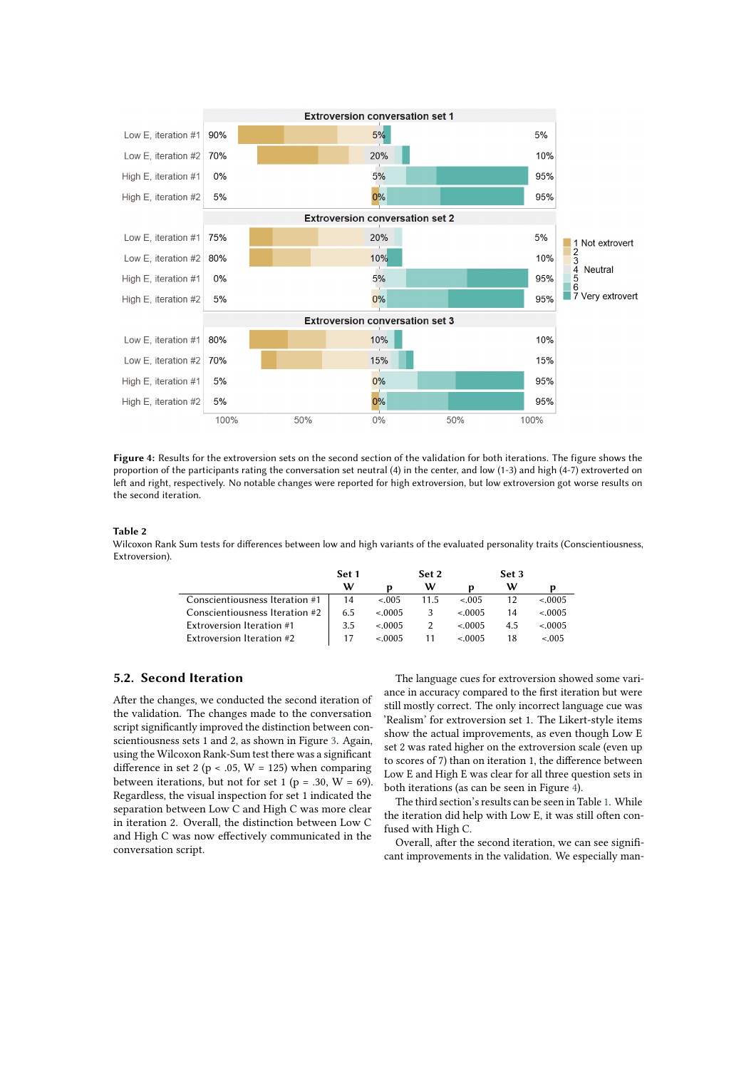**Figure 4:** Results for the extroversion sets on the second section of the validation for both iterations. The figure shows the proportion of the participants rating the conversation set neutral (4) in the center, and low (1-3) and high (4-7) extroverted on left and right, respectively. No notable changes were reported for high extroversion, but low extroversion got worse results on the second iteration.

**Table 2**
Wilcoxon Rank Sum tests for differences between low and high variants of the evaluated personality traits (Conscientiousness, Extroversion).

| | Set 1 | | Set 2 | | Set 3 | |
|---|---|---|---|---|---|---|
| | W | p | W | p | W | p |
| Conscientiousness Iteration #1 | 14 | <.005 | 11.5 | <.005 | 12 | <.0005 |
| Conscientiousness Iteration #2 | 6.5 | <.0005 | 3 | <.0005 | 14 | <.0005 |
| Extroversion Iteration #1 | 3.5 | <.0005 | 2 | <.0005 | 4.5 | <.0005 |
| Extroversion Iteration #2 | 17 | <.0005 | 11 | <.0005 | 18 | <.005 |

## 5.2. Second Iteration

After the changes, we conducted the second iteration of the validation. The changes made to the conversation script significantly improved the distinction between conscientiousness sets 1 and 2, as shown in Figure 3. Again, using the Wilcoxon Rank-Sum test there was a significant difference in set 2 ($p < .05$, $W = 125$) when comparing between iterations, but not for set 1 ($p = .30$, $W = 69$). Regardless, the visual inspection for set 1 indicated the separation between Low C and High C was more clear in iteration 2. Overall, the distinction between Low C and High C was now effectively communicated in the conversation script.

The language cues for extroversion showed some variance in accuracy compared to the first iteration but were still mostly correct. The only incorrect language cue was 'Realism' for extroversion set 1. The Likert-style items show the actual improvements, as even though Low E set 2 was rated higher on the extroversion scale (even up to scores of 7) than on iteration 1, the difference between Low E and High E was clear for all three question sets in both iterations (as can be seen in Figure 4).

The third section's results can be seen in Table 1. While the iteration did help with Low E, it was still often confused with High C.

Overall, after the second iteration, we can see significant improvements in the validation. We especially man-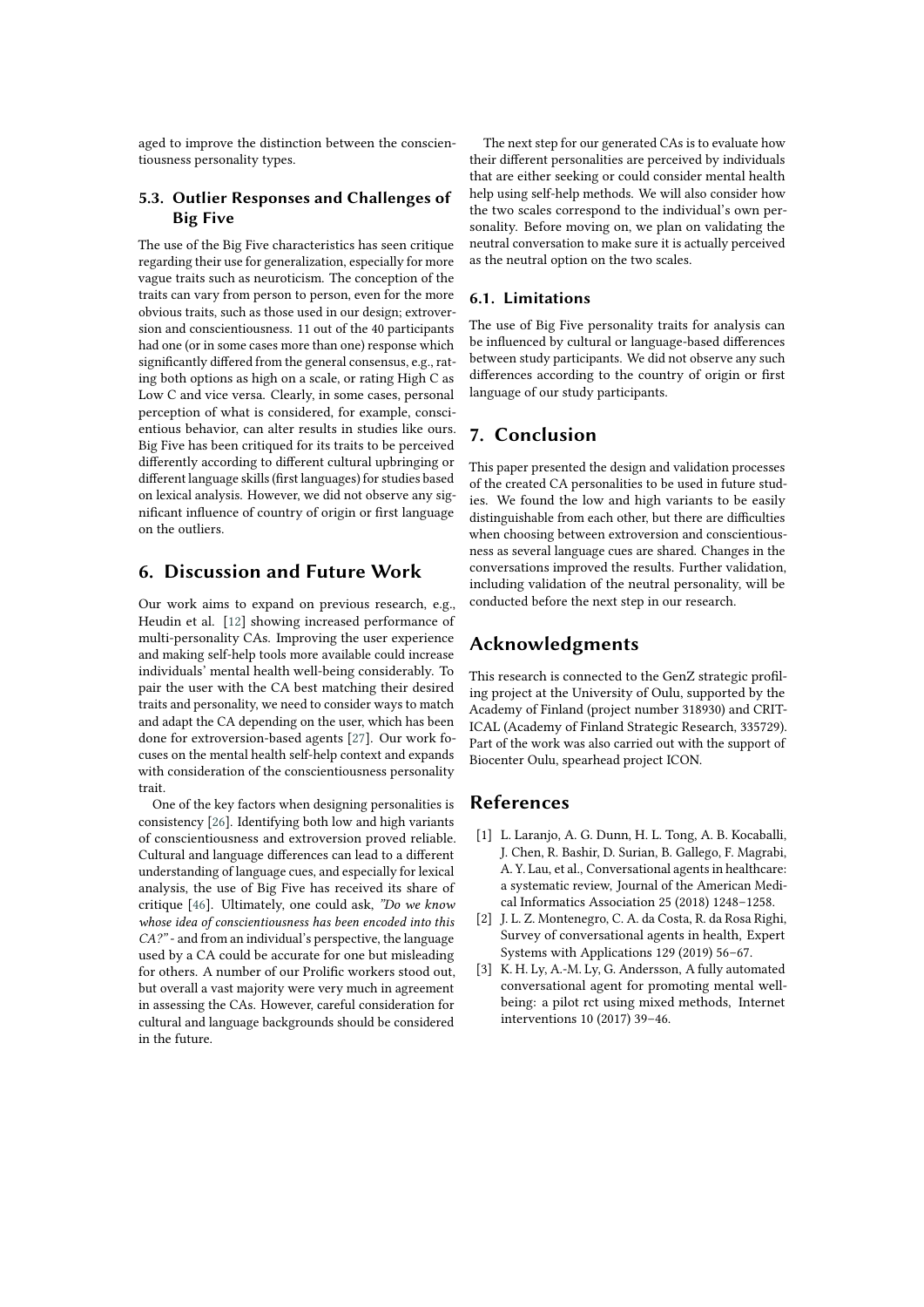aged to improve the distinction between the conscientiousness personality types.

### 5.3. Outlier Responses and Challenges of Big Five

The use of the Big Five characteristics has seen critique regarding their use for generalization, especially for more vague traits such as neuroticism. The conception of the traits can vary from person to person, even for the more obvious traits, such as those used in our design; extroversion and conscientiousness. 11 out of the 40 participants had one (or in some cases more than one) response which significantly differed from the general consensus, e.g., rating both options as high on a scale, or rating High C as Low C and vice versa. Clearly, in some cases, personal perception of what is considered, for example, conscientious behavior, can alter results in studies like ours. Big Five has been critiqued for its traits to be perceived differently according to different cultural upbringing or different language skills (first languages) for studies based on lexical analysis. However, we did not observe any significant influence of country of origin or first language on the outliers.

## 6. Discussion and Future Work

Our work aims to expand on previous research, e.g., Heudin et al. [12] showing increased performance of multi-personality CAs. Improving the user experience and making self-help tools more available could increase individuals' mental health well-being considerably. To pair the user with the CA best matching their desired traits and personality, we need to consider ways to match and adapt the CA depending on the user, which has been done for extroversion-based agents [27]. Our work focuses on the mental health self-help context and expands with consideration of the conscientiousness personality trait.

One of the key factors when designing personalities is consistency [26]. Identifying both low and high variants of conscientiousness and extroversion proved reliable. Cultural and language differences can lead to a different understanding of language cues, and especially for lexical analysis, the use of Big Five has received its share of critique [46]. Ultimately, one could ask, *"Do we know whose idea of conscientiousness has been encoded into this CA?"* - and from an individual's perspective, the language used by a CA could be accurate for one but misleading for others. A number of our Prolific workers stood out, but overall a vast majority were very much in agreement in assessing the CAs. However, careful consideration for cultural and language backgrounds should be considered in the future.

The next step for our generated CAs is to evaluate how their different personalities are perceived by individuals that are either seeking or could consider mental health help using self-help methods. We will also consider how the two scales correspond to the individual's own personality. Before moving on, we plan on validating the neutral conversation to make sure it is actually perceived as the neutral option on the two scales.

### 6.1. Limitations

The use of Big Five personality traits for analysis can be influenced by cultural or language-based differences between study participants. We did not observe any such differences according to the country of origin or first language of our study participants.

## 7. Conclusion

This paper presented the design and validation processes of the created CA personalities to be used in future studies. We found the low and high variants to be easily distinguishable from each other, but there are difficulties when choosing between extroversion and conscientiousness as several language cues are shared. Changes in the conversations improved the results. Further validation, including validation of the neutral personality, will be conducted before the next step in our research.

## Acknowledgments

This research is connected to the GenZ strategic profiling project at the University of Oulu, supported by the Academy of Finland (project number 318930) and CRITICAL (Academy of Finland Strategic Research, 335729). Part of the work was also carried out with the support of Biocenter Oulu, spearhead project ICON.

## References

[1] L. Laranjo, A. G. Dunn, H. L. Tong, A. B. Kocaballi, J. Chen, R. Bashir, D. Surian, B. Gallego, F. Magrabi, A. Y. Lau, et al., Conversational agents in healthcare: a systematic review, Journal of the American Medical Informatics Association 25 (2018) 1248–1258.

[2] J. L. Z. Montenegro, C. A. da Costa, R. da Rosa Righi, Survey of conversational agents in health, Expert Systems with Applications 129 (2019) 56–67.

[3] K. H. Ly, A.-M. Ly, G. Andersson, A fully automated conversational agent for promoting mental well-being: a pilot rct using mixed methods, Internet interventions 10 (2017) 39–46.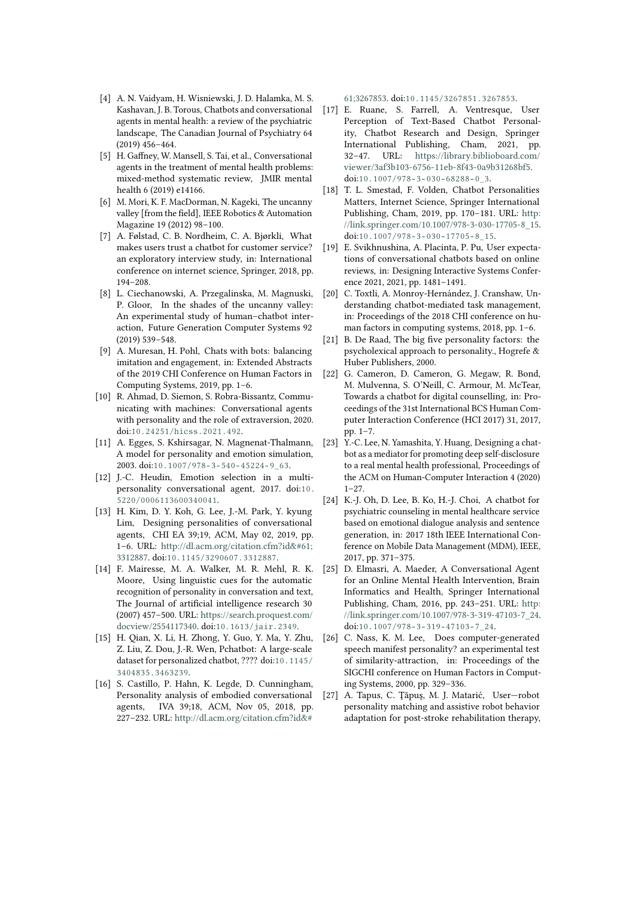[4] A. N. Vaidyam, H. Wisniewski, J. D. Halamka, M. S. Kashavan, J. B. Torous, Chatbots and conversational agents in mental health: a review of the psychiatric landscape, The Canadian Journal of Psychiatry 64 (2019) 456–464.

[5] H. Gaffney, W. Mansell, S. Tai, et al., Conversational agents in the treatment of mental health problems: mixed-method systematic review, JMIR mental health 6 (2019) e14166.

[6] M. Mori, K. F. MacDorman, N. Kageki, The uncanny valley [from the field], IEEE Robotics & Automation Magazine 19 (2012) 98–100.

[7] A. Følstad, C. B. Nordheim, C. A. Bjørkli, What makes users trust a chatbot for customer service? an exploratory interview study, in: International conference on internet science, Springer, 2018, pp. 194–208.

[8] L. Ciechanowski, A. Przegalinska, M. Magnuski, P. Gloor, In the shades of the uncanny valley: An experimental study of human–chatbot interaction, Future Generation Computer Systems 92 (2019) 539–548.

[9] A. Muresan, H. Pohl, Chats with bots: balancing imitation and engagement, in: Extended Abstracts of the 2019 CHI Conference on Human Factors in Computing Systems, 2019, pp. 1–6.

[10] R. Ahmad, D. Siemon, S. Robra-Bissantz, Communicating with machines: Conversational agents with personality and the role of extraversion, 2020. doi:10.24251/hicss.2021.492.

[11] A. Egges, S. Kshirsagar, N. Magnenat-Thalmann, A model for personality and emotion simulation, 2003. doi:10.1007/978-3-540-45224-9_63.

[12] J.-C. Heudin, Emotion selection in a multi-personality conversational agent, 2017. doi:10.5220/0006113600340041.

[13] H. Kim, D. Y. Koh, G. Lee, J.-M. Park, Y. kyung Lim, Designing personalities of conversational agents, CHI EA 39;19, ACM, May 02, 2019, pp. 1–6. URL: http://dl.acm.org/citation.cfm?id&#61;3312887. doi:10.1145/3290607.3312887.

[14] F. Mairesse, M. A. Walker, M. R. Mehl, R. K. Moore, Using linguistic cues for the automatic recognition of personality in conversation and text, The Journal of artificial intelligence research 30 (2007) 457–500. URL: https://search.proquest.com/docview/2554117340. doi:10.1613/jair.2349.

[15] H. Qian, X. Li, H. Zhong, Y. Guo, Y. Ma, Y. Zhu, Z. Liu, Z. Dou, J.-R. Wen, Pchatbot: A large-scale dataset for personalized chatbot, ???? doi:10.1145/3404835.3463239.

[16] S. Castillo, P. Hahn, K. Legde, D. Cunningham, Personality analysis of embodied conversational agents, IVA 39;18, ACM, Nov 05, 2018, pp. 227–232. URL: http://dl.acm.org/citation.cfm?id&#61;3267853. doi:10.1145/3267851.3267853.

[17] E. Ruane, S. Farrell, A. Ventresque, User Perception of Text-Based Chatbot Personality, Chatbot Research and Design, Springer International Publishing, Cham, 2021, pp. 32–47. URL: https://library.biblioboard.com/viewer/3af3b103-6756-11eb-8f43-0a9b31268bf5. doi:10.1007/978-3-030-68288-0_3.

[18] T. L. Smestad, F. Volden, Chatbot Personalities Matters, Internet Science, Springer International Publishing, Cham, 2019, pp. 170–181. URL: http://link.springer.com/10.1007/978-3-030-17705-8_15. doi:10.1007/978-3-030-17705-8_15.

[19] E. Svikhnushina, A. Placinta, P. Pu, User expectations of conversational chatbots based on online reviews, in: Designing Interactive Systems Conference 2021, 2021, pp. 1481–1491.

[20] C. Toxtli, A. Monroy-Hernández, J. Cranshaw, Understanding chatbot-mediated task management, in: Proceedings of the 2018 CHI conference on human factors in computing systems, 2018, pp. 1–6.

[21] B. De Raad, The big five personality factors: the psycholexical approach to personality., Hogrefe & Huber Publishers, 2000.

[22] G. Cameron, D. Cameron, G. Megaw, R. Bond, M. Mulvenna, S. O'Neill, C. Armour, M. McTear, Towards a chatbot for digital counselling, in: Proceedings of the 31st International BCS Human Computer Interaction Conference (HCI 2017) 31, 2017, pp. 1–7.

[23] Y.-C. Lee, N. Yamashita, Y. Huang, Designing a chatbot as a mediator for promoting deep self-disclosure to a real mental health professional, Proceedings of the ACM on Human-Computer Interaction 4 (2020) 1–27.

[24] K.-J. Oh, D. Lee, B. Ko, H.-J. Choi, A chatbot for psychiatric counseling in mental healthcare service based on emotional dialogue analysis and sentence generation, in: 2017 18th IEEE International Conference on Mobile Data Management (MDM), IEEE, 2017, pp. 371–375.

[25] D. Elmasri, A. Maeder, A Conversational Agent for an Online Mental Health Intervention, Brain Informatics and Health, Springer International Publishing, Cham, 2016, pp. 243–251. URL: http://link.springer.com/10.1007/978-3-319-47103-7_24. doi:10.1007/978-3-319-47103-7_24.

[26] C. Nass, K. M. Lee, Does computer-generated speech manifest personality? an experimental test of similarity-attraction, in: Proceedings of the SIGCHI conference on Human Factors in Computing Systems, 2000, pp. 329–336.

[27] A. Tapus, C. Ţăpuş, M. J. Matarić, User—robot personality matching and assistive robot behavior adaptation for post-stroke rehabilitation therapy,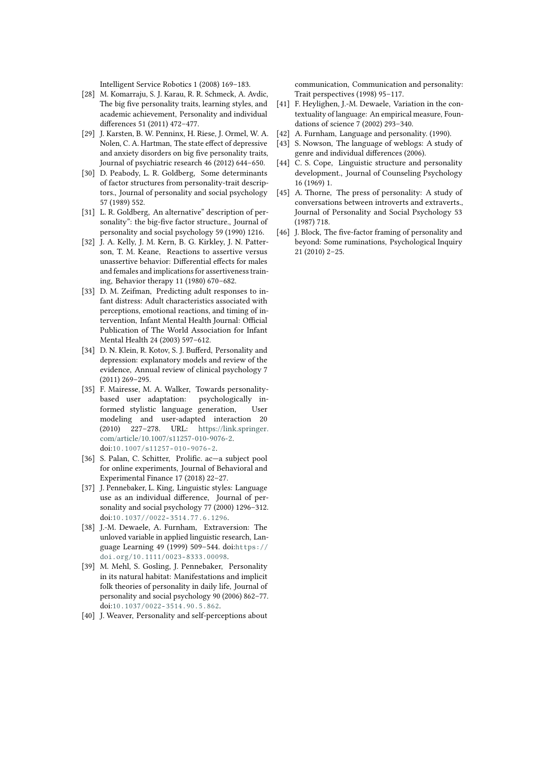Intelligent Service Robotics 1 (2008) 169–183.

[28] M. Komarraju, S. J. Karau, R. R. Schmeck, A. Avdic, The big five personality traits, learning styles, and academic achievement, Personality and individual differences 51 (2011) 472–477.

[29] J. Karsten, B. W. Penninx, H. Riese, J. Ormel, W. A. Nolen, C. A. Hartman, The state effect of depressive and anxiety disorders on big five personality traits, Journal of psychiatric research 46 (2012) 644–650.

[30] D. Peabody, L. R. Goldberg, Some determinants of factor structures from personality-trait descriptors., Journal of personality and social psychology 57 (1989) 552.

[31] L. R. Goldberg, An alternative" description of personality": the big-five factor structure., Journal of personality and social psychology 59 (1990) 1216.

[32] J. A. Kelly, J. M. Kern, B. G. Kirkley, J. N. Patterson, T. M. Keane, Reactions to assertive versus unassertive behavior: Differential effects for males and females and implications for assertiveness training, Behavior therapy 11 (1980) 670–682.

[33] D. M. Zeifman, Predicting adult responses to infant distress: Adult characteristics associated with perceptions, emotional reactions, and timing of intervention, Infant Mental Health Journal: Official Publication of The World Association for Infant Mental Health 24 (2003) 597–612.

[34] D. N. Klein, R. Kotov, S. J. Bufferd, Personality and depression: explanatory models and review of the evidence, Annual review of clinical psychology 7 (2011) 269–295.

[35] F. Mairesse, M. A. Walker, Towards personality-based user adaptation: psychologically informed stylistic language generation, User modeling and user-adapted interaction 20 (2010) 227–278. URL: https://link.springer.com/article/10.1007/s11257-010-9076-2. doi:10.1007/s11257-010-9076-2.

[36] S. Palan, C. Schitter, Prolific. ac—a subject pool for online experiments, Journal of Behavioral and Experimental Finance 17 (2018) 22–27.

[37] J. Pennebaker, L. King, Linguistic styles: Language use as an individual difference, Journal of personality and social psychology 77 (2000) 1296–312. doi:10.1037//0022-3514.77.6.1296.

[38] J.-M. Dewaele, A. Furnham, Extraversion: The unloved variable in applied linguistic research, Language Learning 49 (1999) 509–544. doi:https://doi.org/10.1111/0023-8333.00098.

[39] M. Mehl, S. Gosling, J. Pennebaker, Personality in its natural habitat: Manifestations and implicit folk theories of personality in daily life, Journal of personality and social psychology 90 (2006) 862–77. doi:10.1037/0022-3514.90.5.862.

[40] J. Weaver, Personality and self-perceptions about communication, Communication and personality: Trait perspectives (1998) 95–117.

[41] F. Heylighen, J.-M. Dewaele, Variation in the contextuality of language: An empirical measure, Foundations of science 7 (2002) 293–340.

[42] A. Furnham, Language and personality. (1990).

[43] S. Nowson, The language of weblogs: A study of genre and individual differences (2006).

[44] C. S. Cope, Linguistic structure and personality development., Journal of Counseling Psychology 16 (1969) 1.

[45] A. Thorne, The press of personality: A study of conversations between introverts and extraverts., Journal of Personality and Social Psychology 53 (1987) 718.

[46] J. Block, The five-factor framing of personality and beyond: Some ruminations, Psychological Inquiry 21 (2010) 2–25.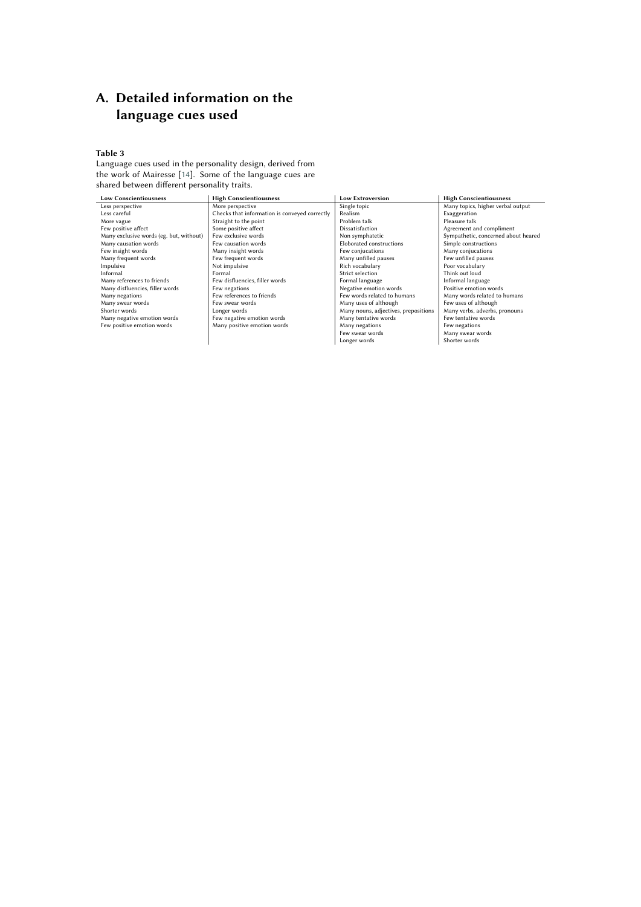# A. Detailed information on the language cues used

**Table 3**

Language cues used in the personality design, derived from the work of Mairesse [14]. Some of the language cues are shared between different personality traits.

| Low Conscientiousness | High Conscientiousness | Low Extroversion | High Conscientiousness |
|---|---|---|---|
| Less perspective | More perspective | Single topic | Many topics, higher verbal output |
| Less careful | Checks that information is conveyed correctly | Realism | Exaggeration |
| More vague | Straight to the point | Problem talk | Pleasure talk |
| Few positive affect | Some positive affect | Dissatisfaction | Agreement and compliment |
| Many exclusive words (eg. but, without) | Few exclusive words | Non symphatetic | Sympathetic, concerned about heared |
| Many causation words | Few causation words | Eloborated constructions | Simple constructions |
| Few insight words | Many insight words | Few conjucations | Many conjucations |
| Many frequent words | Few frequent words | Many unfilled pauses | Few unfilled pauses |
| Impulsive | Not impulsive | Rich vocabulary | Poor vocabulary |
| Informal | Formal | Strict selection | Think out loud |
| Many references to friends | Few disfluencies, filler words | Formal language | Informal language |
| Many disfluencies, filler words | Few negations | Negative emotion words | Positive emotion words |
| Many negations | Few references to friends | Few words related to humans | Many words related to humans |
| Many swear words | Few swear words | Many uses of although | Few uses of although |
| Shorter words | Longer words | Many nouns, adjectives, prepositions | Many verbs, adverbs, pronouns |
| Many negative emotion words | Few negative emotion words | Many tentative words | Few tentative words |
| Few positive emotion words | Many positive emotion words | Many negations | Few negations |
| | | Few swear words | Many swear words |
| | | Longer words | Shorter words |